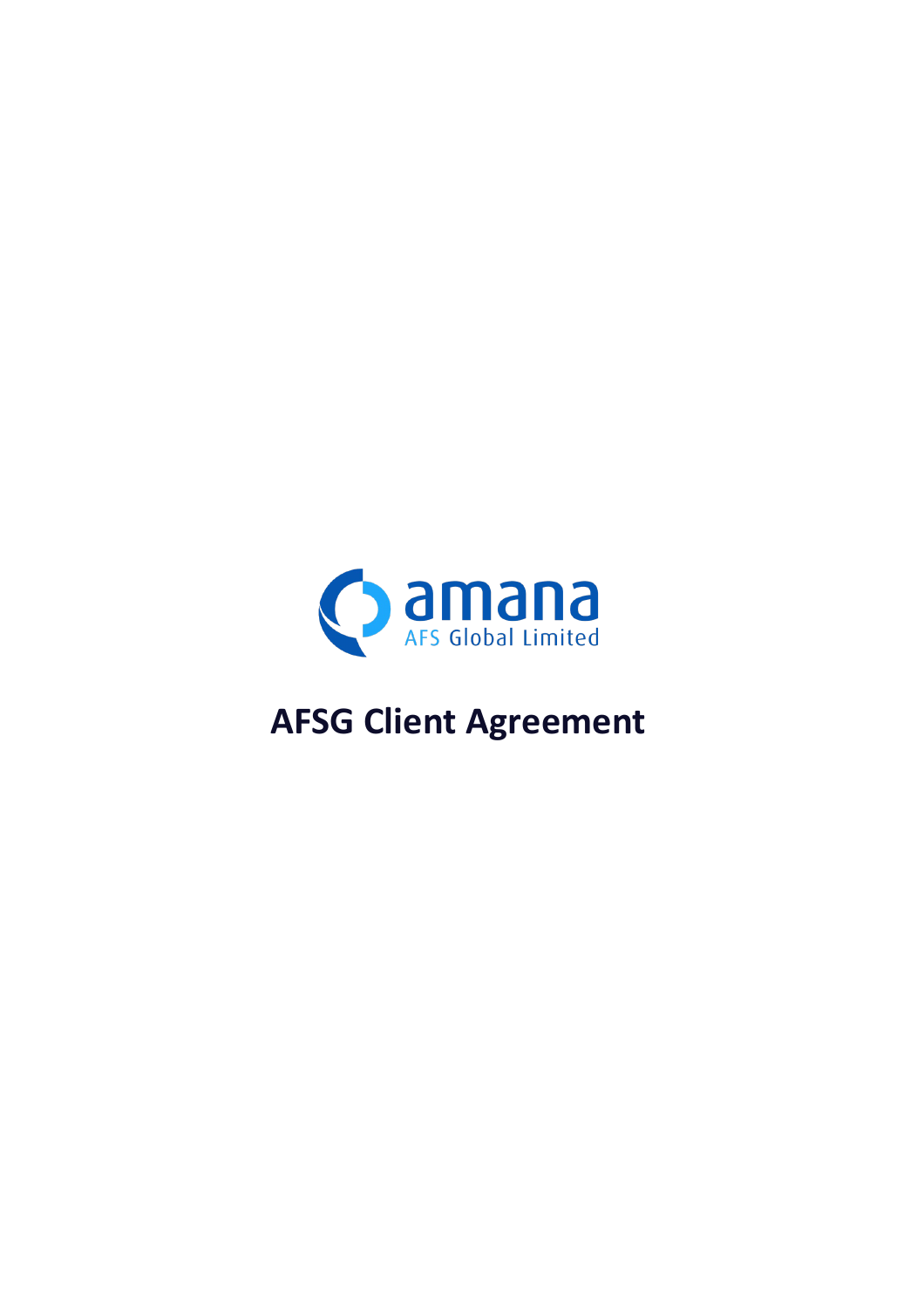amana

AFS Global Limited

# AFSG Client Agreement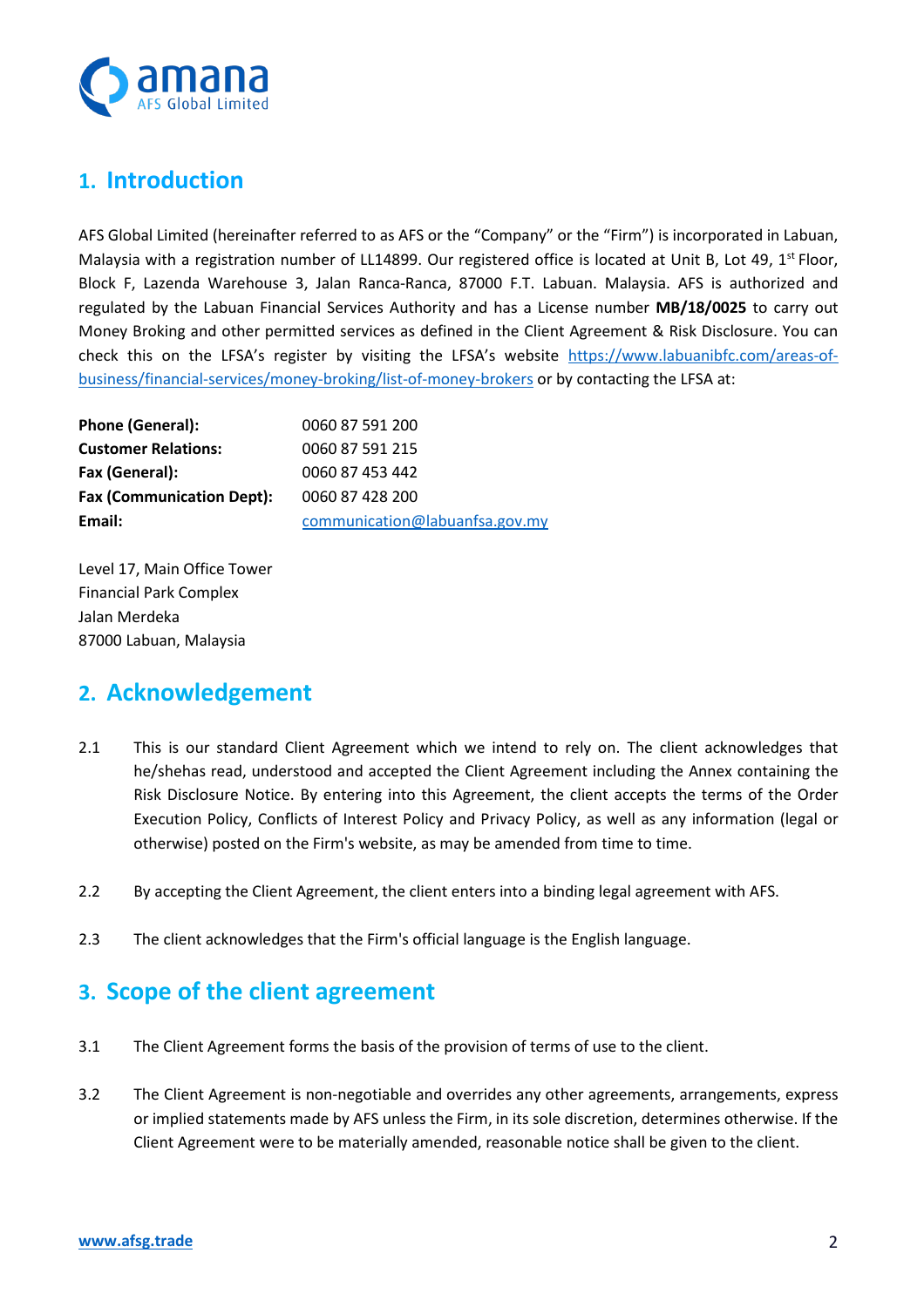## 1. Introduction

AFS Global Limited (hereinafter referred to as AFS or the "Company" or the "Firm") is incorporated in Labuan, Malaysia with a registration number of LL14899. Our registered office is located at Unit B, Lot 49, 1st Floor, Block F, Lazenda Warehouse 3, Jalan Ranca-Ranca, 87000 F.T. Labuan. Malaysia. AFS is authorized and regulated by the Labuan Financial Services Authority and has a License number **MB/18/0025** to carry out Money Broking and other permitted services as defined in the Client Agreement & Risk Disclosure. You can check this on the LFSA's register by visiting the LFSA's website https://www.labuanibfc.com/areas-of-business/financial-services/money-broking/list-of-money-brokers or by contacting the LFSA at:

| | |
|---|---|
| **Phone (General):** | 0060 87 591 200 |
| **Customer Relations:** | 0060 87 591 215 |
| **Fax (General):** | 0060 87 453 442 |
| **Fax (Communication Dept):** | 0060 87 428 200 |
| **Email:** | communication@labuanfsa.gov.my |

Level 17, Main Office Tower
Financial Park Complex
Jalan Merdeka
87000 Labuan, Malaysia

## 2. Acknowledgement

2.1 This is our standard Client Agreement which we intend to rely on. The client acknowledges that he/shehas read, understood and accepted the Client Agreement including the Annex containing the Risk Disclosure Notice. By entering into this Agreement, the client accepts the terms of the Order Execution Policy, Conflicts of Interest Policy and Privacy Policy, as well as any information (legal or otherwise) posted on the Firm's website, as may be amended from time to time.

2.2 By accepting the Client Agreement, the client enters into a binding legal agreement with AFS.

2.3 The client acknowledges that the Firm's official language is the English language.

## 3. Scope of the client agreement

3.1 The Client Agreement forms the basis of the provision of terms of use to the client.

3.2 The Client Agreement is non-negotiable and overrides any other agreements, arrangements, express or implied statements made by AFS unless the Firm, in its sole discretion, determines otherwise. If the Client Agreement were to be materially amended, reasonable notice shall be given to the client.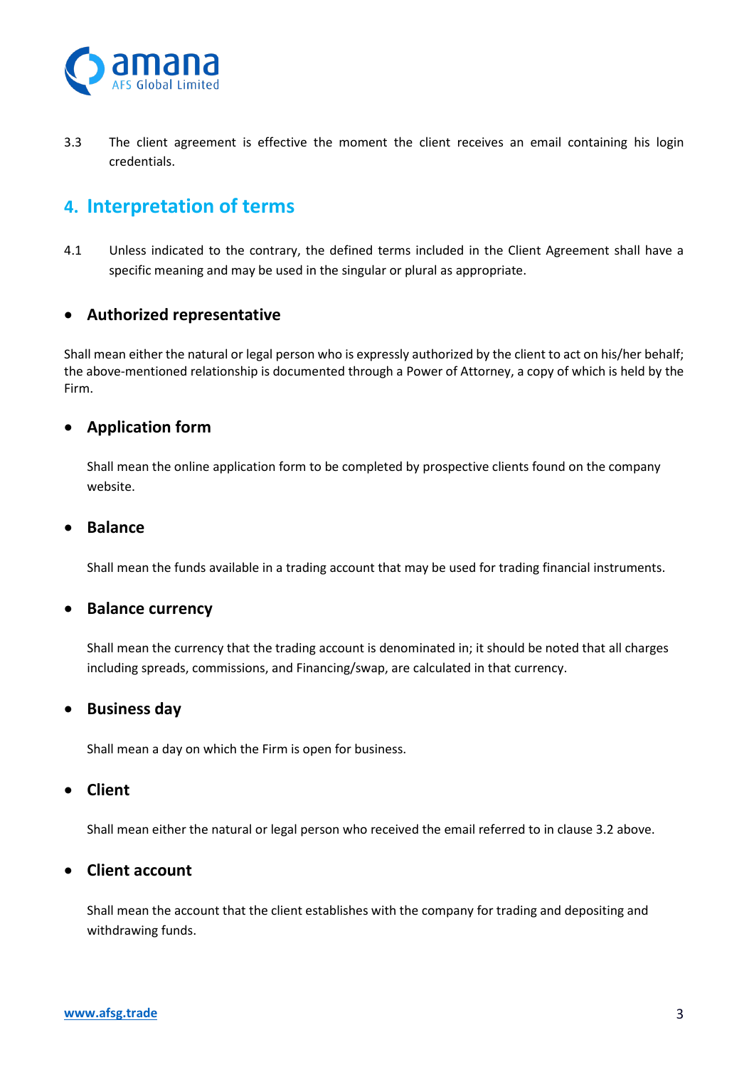3.3 The client agreement is effective the moment the client receives an email containing his login credentials.

## 4. Interpretation of terms

4.1 Unless indicated to the contrary, the defined terms included in the Client Agreement shall have a specific meaning and may be used in the singular or plural as appropriate.

- ### Authorized representative

Shall mean either the natural or legal person who is expressly authorized by the client to act on his/her behalf; the above-mentioned relationship is documented through a Power of Attorney, a copy of which is held by the Firm.

- ### Application form

Shall mean the online application form to be completed by prospective clients found on the company website.

- ### Balance

Shall mean the funds available in a trading account that may be used for trading financial instruments.

- ### Balance currency

Shall mean the currency that the trading account is denominated in; it should be noted that all charges including spreads, commissions, and Financing/swap, are calculated in that currency.

- ### Business day

Shall mean a day on which the Firm is open for business.

- ### Client

Shall mean either the natural or legal person who received the email referred to in clause 3.2 above.

- ### Client account

Shall mean the account that the client establishes with the company for trading and depositing and withdrawing funds.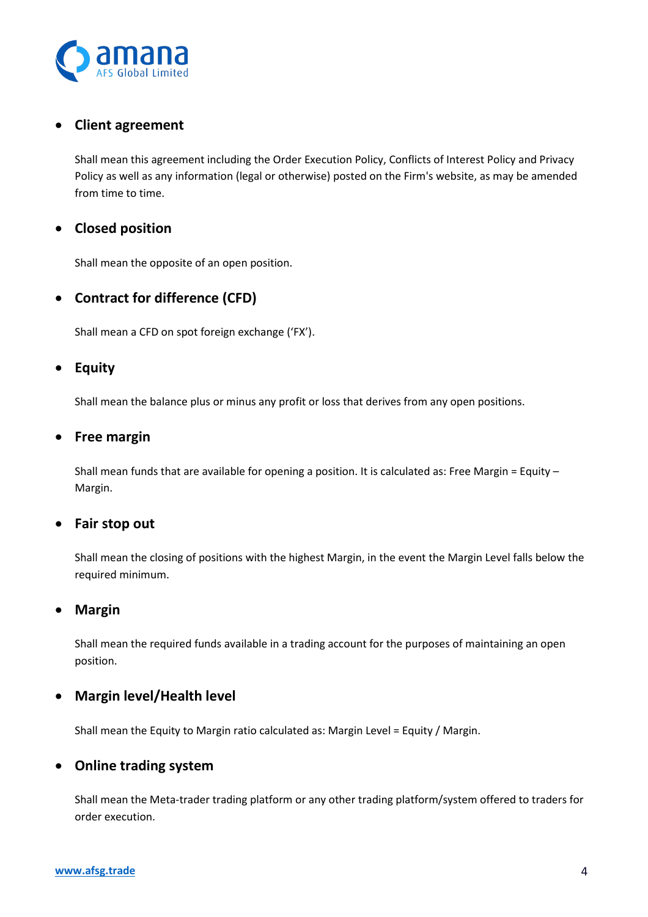- **Client agreement**

  Shall mean this agreement including the Order Execution Policy, Conflicts of Interest Policy and Privacy Policy as well as any information (legal or otherwise) posted on the Firm's website, as may be amended from time to time.

- **Closed position**

  Shall mean the opposite of an open position.

- **Contract for difference (CFD)**

  Shall mean a CFD on spot foreign exchange ('FX').

- **Equity**

  Shall mean the balance plus or minus any profit or loss that derives from any open positions.

- **Free margin**

  Shall mean funds that are available for opening a position. It is calculated as: Free Margin = Equity – Margin.

- **Fair stop out**

  Shall mean the closing of positions with the highest Margin, in the event the Margin Level falls below the required minimum.

- **Margin**

  Shall mean the required funds available in a trading account for the purposes of maintaining an open position.

- **Margin level/Health level**

  Shall mean the Equity to Margin ratio calculated as: Margin Level = Equity / Margin.

- **Online trading system**

  Shall mean the Meta-trader trading platform or any other trading platform/system offered to traders for order execution.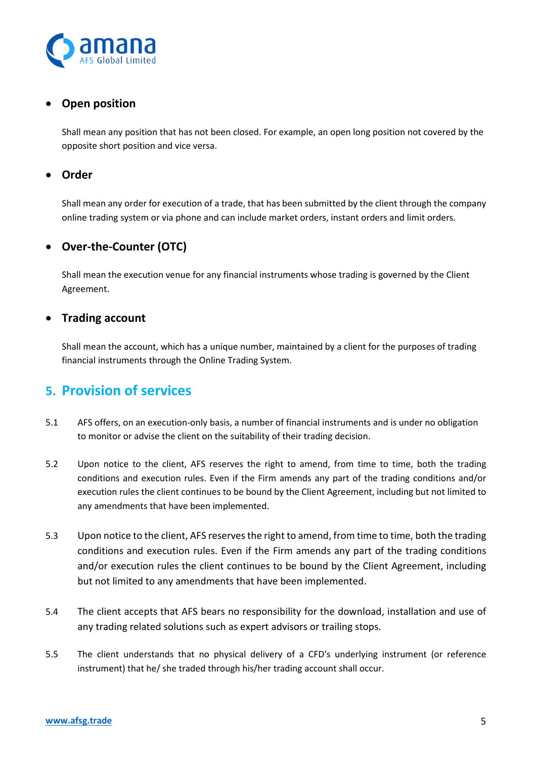- **Open position**

  Shall mean any position that has not been closed. For example, an open long position not covered by the opposite short position and vice versa.

- **Order**

  Shall mean any order for execution of a trade, that has been submitted by the client through the company online trading system or via phone and can include market orders, instant orders and limit orders.

- **Over-the-Counter (OTC)**

  Shall mean the execution venue for any financial instruments whose trading is governed by the Client Agreement.

- **Trading account**

  Shall mean the account, which has a unique number, maintained by a client for the purposes of trading financial instruments through the Online Trading System.

## 5. Provision of services

5.1 AFS offers, on an execution-only basis, a number of financial instruments and is under no obligation to monitor or advise the client on the suitability of their trading decision.

5.2 Upon notice to the client, AFS reserves the right to amend, from time to time, both the trading conditions and execution rules. Even if the Firm amends any part of the trading conditions and/or execution rules the client continues to be bound by the Client Agreement, including but not limited to any amendments that have been implemented.

5.3 Upon notice to the client, AFS reserves the right to amend, from time to time, both the trading conditions and execution rules. Even if the Firm amends any part of the trading conditions and/or execution rules the client continues to be bound by the Client Agreement, including but not limited to any amendments that have been implemented.

5.4 The client accepts that AFS bears no responsibility for the download, installation and use of any trading related solutions such as expert advisors or trailing stops.

5.5 The client understands that no physical delivery of a CFD's underlying instrument (or reference instrument) that he/ she traded through his/her trading account shall occur.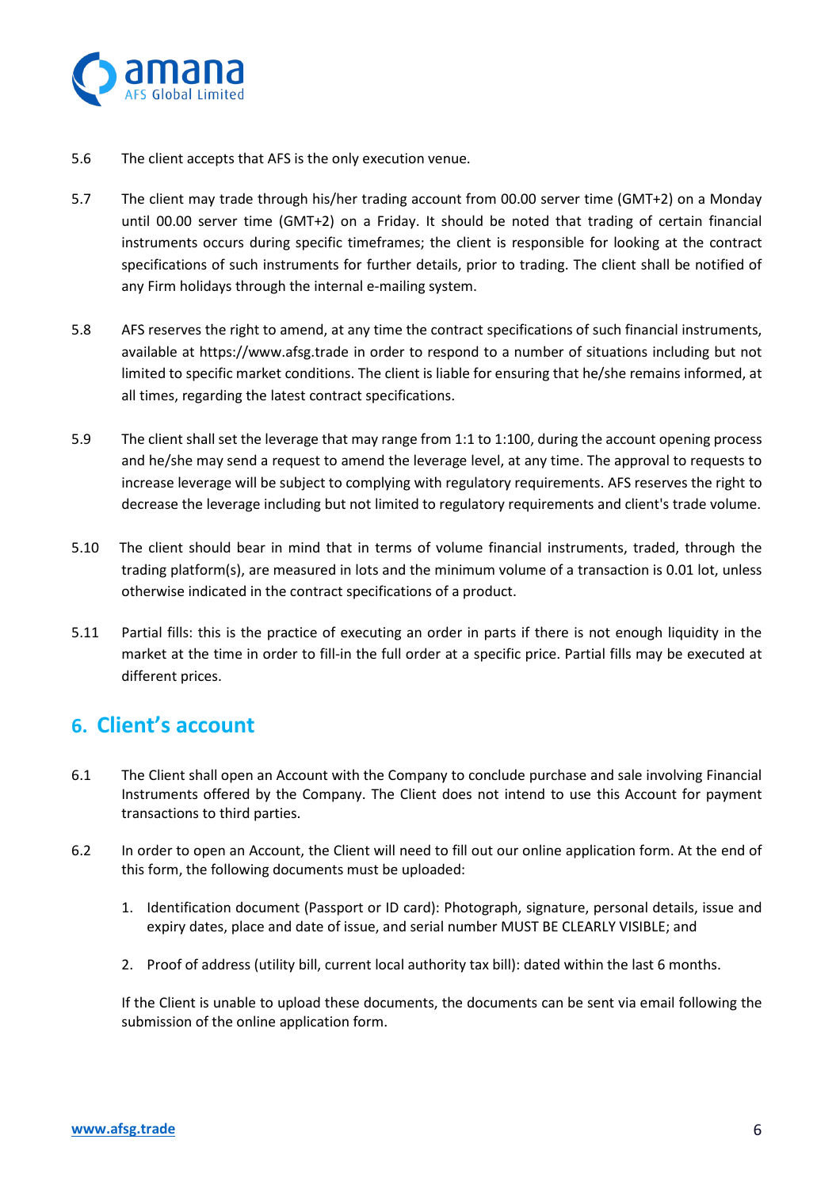5.6 The client accepts that AFS is the only execution venue.

5.7 The client may trade through his/her trading account from 00.00 server time (GMT+2) on a Monday until 00.00 server time (GMT+2) on a Friday. It should be noted that trading of certain financial instruments occurs during specific timeframes; the client is responsible for looking at the contract specifications of such instruments for further details, prior to trading. The client shall be notified of any Firm holidays through the internal e-mailing system.

5.8 AFS reserves the right to amend, at any time the contract specifications of such financial instruments, available at https://www.afsg.trade in order to respond to a number of situations including but not limited to specific market conditions. The client is liable for ensuring that he/she remains informed, at all times, regarding the latest contract specifications.

5.9 The client shall set the leverage that may range from 1:1 to 1:100, during the account opening process and he/she may send a request to amend the leverage level, at any time. The approval to requests to increase leverage will be subject to complying with regulatory requirements. AFS reserves the right to decrease the leverage including but not limited to regulatory requirements and client's trade volume.

5.10 The client should bear in mind that in terms of volume financial instruments, traded, through the trading platform(s), are measured in lots and the minimum volume of a transaction is 0.01 lot, unless otherwise indicated in the contract specifications of a product.

5.11 Partial fills: this is the practice of executing an order in parts if there is not enough liquidity in the market at the time in order to fill-in the full order at a specific price. Partial fills may be executed at different prices.

## 6. Client's account

6.1 The Client shall open an Account with the Company to conclude purchase and sale involving Financial Instruments offered by the Company. The Client does not intend to use this Account for payment transactions to third parties.

6.2 In order to open an Account, the Client will need to fill out our online application form. At the end of this form, the following documents must be uploaded:

1. Identification document (Passport or ID card): Photograph, signature, personal details, issue and expiry dates, place and date of issue, and serial number MUST BE CLEARLY VISIBLE; and
2. Proof of address (utility bill, current local authority tax bill): dated within the last 6 months.

If the Client is unable to upload these documents, the documents can be sent via email following the submission of the online application form.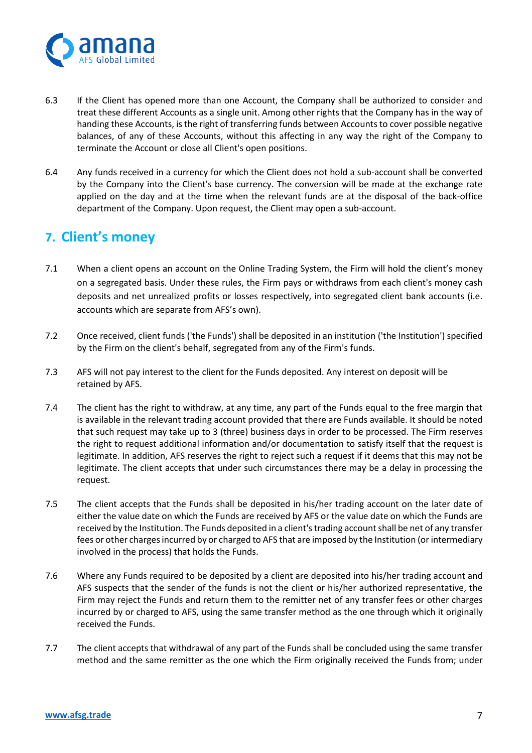6.3 If the Client has opened more than one Account, the Company shall be authorized to consider and treat these different Accounts as a single unit. Among other rights that the Company has in the way of handing these Accounts, is the right of transferring funds between Accounts to cover possible negative balances, of any of these Accounts, without this affecting in any way the right of the Company to terminate the Account or close all Client's open positions.

6.4 Any funds received in a currency for which the Client does not hold a sub-account shall be converted by the Company into the Client's base currency. The conversion will be made at the exchange rate applied on the day and at the time when the relevant funds are at the disposal of the back-office department of the Company. Upon request, the Client may open a sub-account.

## 7. Client's money

7.1 When a client opens an account on the Online Trading System, the Firm will hold the client's money on a segregated basis. Under these rules, the Firm pays or withdraws from each client's money cash deposits and net unrealized profits or losses respectively, into segregated client bank accounts (i.e. accounts which are separate from AFS's own).

7.2 Once received, client funds ('the Funds') shall be deposited in an institution ('the Institution') specified by the Firm on the client's behalf, segregated from any of the Firm's funds.

7.3 AFS will not pay interest to the client for the Funds deposited. Any interest on deposit will be retained by AFS.

7.4 The client has the right to withdraw, at any time, any part of the Funds equal to the free margin that is available in the relevant trading account provided that there are Funds available. It should be noted that such request may take up to 3 (three) business days in order to be processed. The Firm reserves the right to request additional information and/or documentation to satisfy itself that the request is legitimate. In addition, AFS reserves the right to reject such a request if it deems that this may not be legitimate. The client accepts that under such circumstances there may be a delay in processing the request.

7.5 The client accepts that the Funds shall be deposited in his/her trading account on the later date of either the value date on which the Funds are received by AFS or the value date on which the Funds are received by the Institution. The Funds deposited in a client's trading account shall be net of any transfer fees or other charges incurred by or charged to AFS that are imposed by the Institution (or intermediary involved in the process) that holds the Funds.

7.6 Where any Funds required to be deposited by a client are deposited into his/her trading account and AFS suspects that the sender of the funds is not the client or his/her authorized representative, the Firm may reject the Funds and return them to the remitter net of any transfer fees or other charges incurred by or charged to AFS, using the same transfer method as the one through which it originally received the Funds.

7.7 The client accepts that withdrawal of any part of the Funds shall be concluded using the same transfer method and the same remitter as the one which the Firm originally received the Funds from; under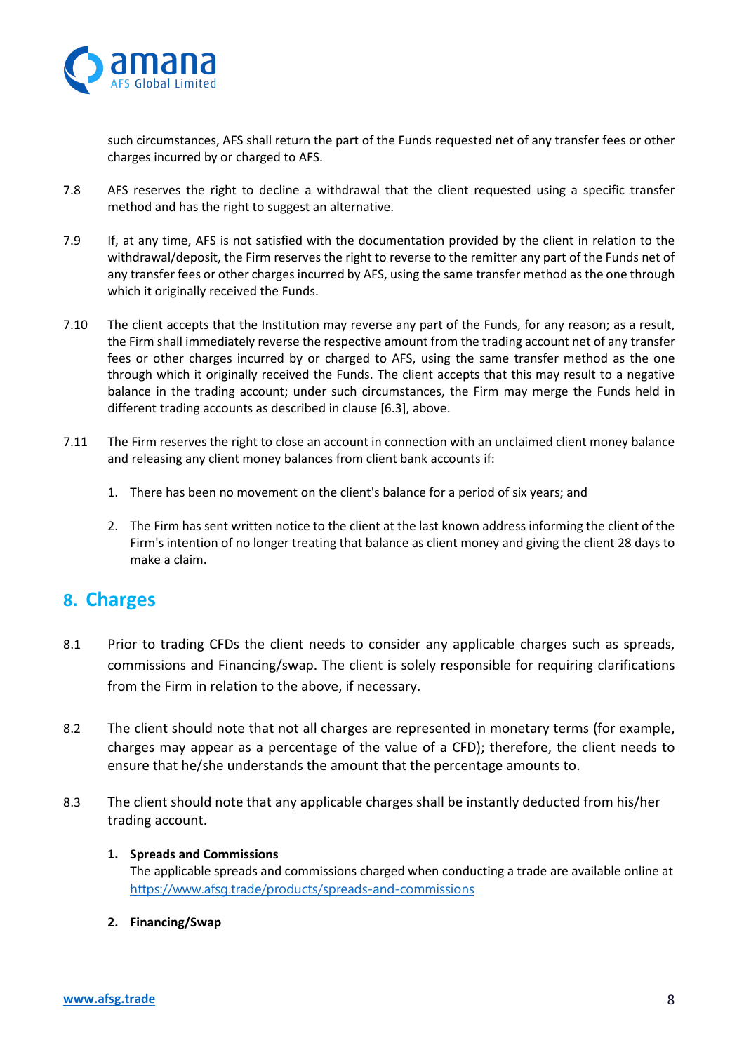such circumstances, AFS shall return the part of the Funds requested net of any transfer fees or other charges incurred by or charged to AFS.

7.8 AFS reserves the right to decline a withdrawal that the client requested using a specific transfer method and has the right to suggest an alternative.

7.9 If, at any time, AFS is not satisfied with the documentation provided by the client in relation to the withdrawal/deposit, the Firm reserves the right to reverse to the remitter any part of the Funds net of any transfer fees or other charges incurred by AFS, using the same transfer method as the one through which it originally received the Funds.

7.10 The client accepts that the Institution may reverse any part of the Funds, for any reason; as a result, the Firm shall immediately reverse the respective amount from the trading account net of any transfer fees or other charges incurred by or charged to AFS, using the same transfer method as the one through which it originally received the Funds. The client accepts that this may result to a negative balance in the trading account; under such circumstances, the Firm may merge the Funds held in different trading accounts as described in clause [6.3], above.

7.11 The Firm reserves the right to close an account in connection with an unclaimed client money balance and releasing any client money balances from client bank accounts if:

1. There has been no movement on the client's balance for a period of six years; and
2. The Firm has sent written notice to the client at the last known address informing the client of the Firm's intention of no longer treating that balance as client money and giving the client 28 days to make a claim.

## 8. Charges

8.1 Prior to trading CFDs the client needs to consider any applicable charges such as spreads, commissions and Financing/swap. The client is solely responsible for requiring clarifications from the Firm in relation to the above, if necessary.

8.2 The client should note that not all charges are represented in monetary terms (for example, charges may appear as a percentage of the value of a CFD); therefore, the client needs to ensure that he/she understands the amount that the percentage amounts to.

8.3 The client should note that any applicable charges shall be instantly deducted from his/her trading account.

1. **Spreads and Commissions**
   The applicable spreads and commissions charged when conducting a trade are available online at https://www.afsg.trade/products/spreads-and-commissions

2. **Financing/Swap**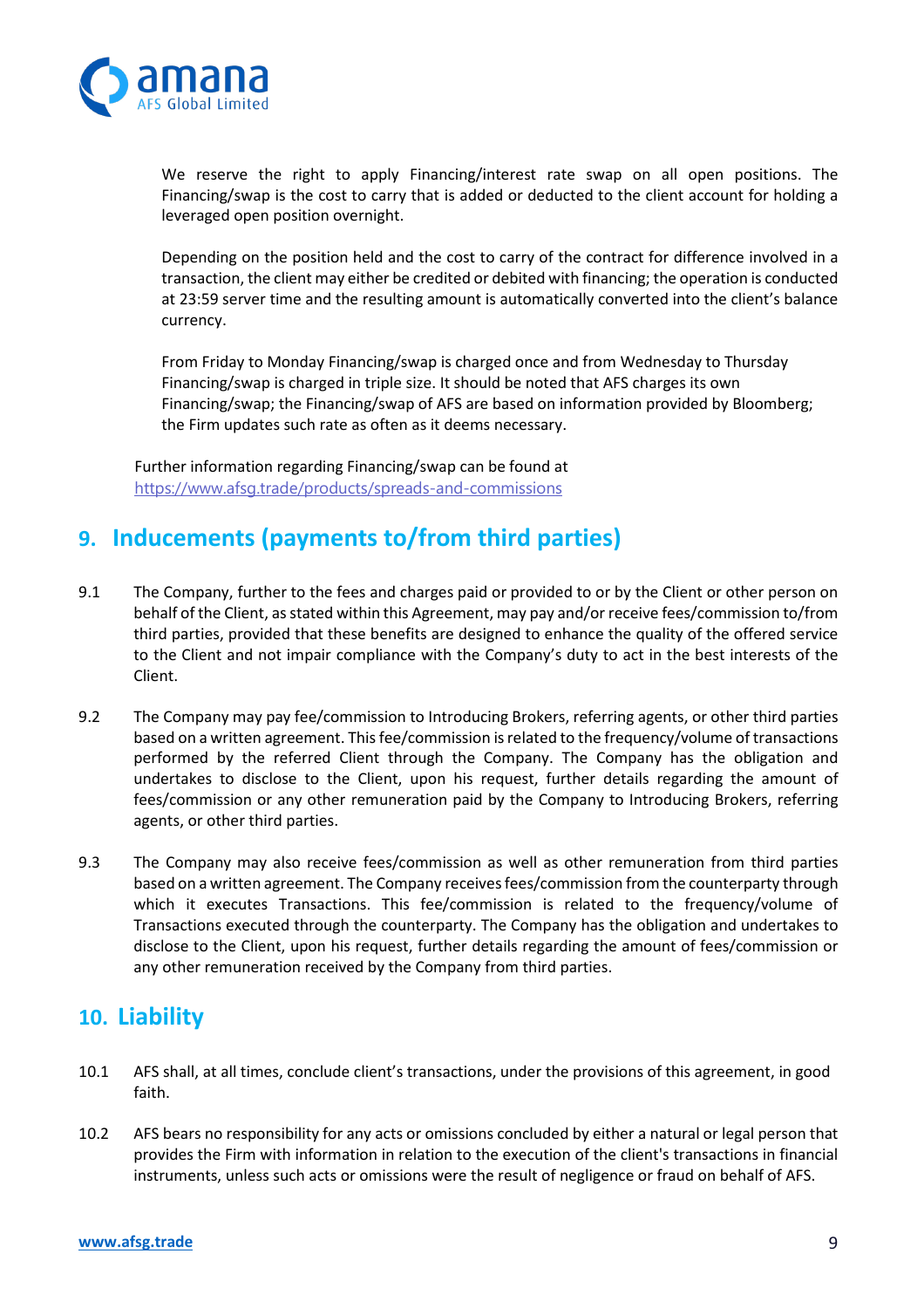We reserve the right to apply Financing/interest rate swap on all open positions. The Financing/swap is the cost to carry that is added or deducted to the client account for holding a leveraged open position overnight.

Depending on the position held and the cost to carry of the contract for difference involved in a transaction, the client may either be credited or debited with financing; the operation is conducted at 23:59 server time and the resulting amount is automatically converted into the client's balance currency.

From Friday to Monday Financing/swap is charged once and from Wednesday to Thursday Financing/swap is charged in triple size. It should be noted that AFS charges its own Financing/swap; the Financing/swap of AFS are based on information provided by Bloomberg; the Firm updates such rate as often as it deems necessary.

Further information regarding Financing/swap can be found at https://www.afsg.trade/products/spreads-and-commissions

## 9. Inducements (payments to/from third parties)

9.1 The Company, further to the fees and charges paid or provided to or by the Client or other person on behalf of the Client, as stated within this Agreement, may pay and/or receive fees/commission to/from third parties, provided that these benefits are designed to enhance the quality of the offered service to the Client and not impair compliance with the Company's duty to act in the best interests of the Client.

9.2 The Company may pay fee/commission to Introducing Brokers, referring agents, or other third parties based on a written agreement. This fee/commission is related to the frequency/volume of transactions performed by the referred Client through the Company. The Company has the obligation and undertakes to disclose to the Client, upon his request, further details regarding the amount of fees/commission or any other remuneration paid by the Company to Introducing Brokers, referring agents, or other third parties.

9.3 The Company may also receive fees/commission as well as other remuneration from third parties based on a written agreement. The Company receives fees/commission from the counterparty through which it executes Transactions. This fee/commission is related to the frequency/volume of Transactions executed through the counterparty. The Company has the obligation and undertakes to disclose to the Client, upon his request, further details regarding the amount of fees/commission or any other remuneration received by the Company from third parties.

## 10. Liability

10.1 AFS shall, at all times, conclude client's transactions, under the provisions of this agreement, in good faith.

10.2 AFS bears no responsibility for any acts or omissions concluded by either a natural or legal person that provides the Firm with information in relation to the execution of the client's transactions in financial instruments, unless such acts or omissions were the result of negligence or fraud on behalf of AFS.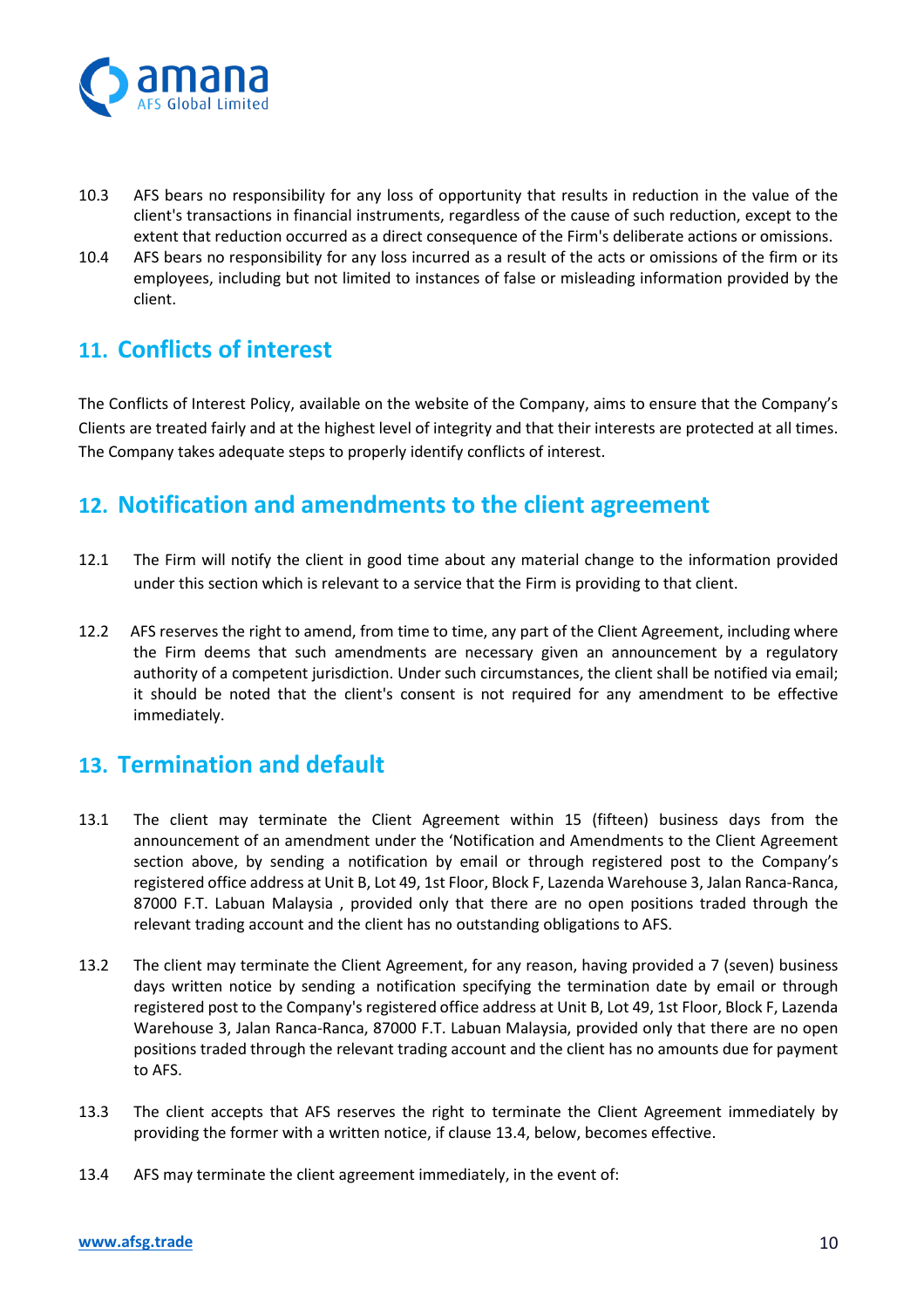10.3 AFS bears no responsibility for any loss of opportunity that results in reduction in the value of the client's transactions in financial instruments, regardless of the cause of such reduction, except to the extent that reduction occurred as a direct consequence of the Firm's deliberate actions or omissions.

10.4 AFS bears no responsibility for any loss incurred as a result of the acts or omissions of the firm or its employees, including but not limited to instances of false or misleading information provided by the client.

## 11. Conflicts of interest

The Conflicts of Interest Policy, available on the website of the Company, aims to ensure that the Company's Clients are treated fairly and at the highest level of integrity and that their interests are protected at all times. The Company takes adequate steps to properly identify conflicts of interest.

## 12. Notification and amendments to the client agreement

12.1 The Firm will notify the client in good time about any material change to the information provided under this section which is relevant to a service that the Firm is providing to that client.

12.2 AFS reserves the right to amend, from time to time, any part of the Client Agreement, including where the Firm deems that such amendments are necessary given an announcement by a regulatory authority of a competent jurisdiction. Under such circumstances, the client shall be notified via email; it should be noted that the client's consent is not required for any amendment to be effective immediately.

## 13. Termination and default

13.1 The client may terminate the Client Agreement within 15 (fifteen) business days from the announcement of an amendment under the 'Notification and Amendments to the Client Agreement section above, by sending a notification by email or through registered post to the Company's registered office address at Unit B, Lot 49, 1st Floor, Block F, Lazenda Warehouse 3, Jalan Ranca-Ranca, 87000 F.T. Labuan Malaysia , provided only that there are no open positions traded through the relevant trading account and the client has no outstanding obligations to AFS.

13.2 The client may terminate the Client Agreement, for any reason, having provided a 7 (seven) business days written notice by sending a notification specifying the termination date by email or through registered post to the Company's registered office address at Unit B, Lot 49, 1st Floor, Block F, Lazenda Warehouse 3, Jalan Ranca-Ranca, 87000 F.T. Labuan Malaysia, provided only that there are no open positions traded through the relevant trading account and the client has no amounts due for payment to AFS.

13.3 The client accepts that AFS reserves the right to terminate the Client Agreement immediately by providing the former with a written notice, if clause 13.4, below, becomes effective.

13.4 AFS may terminate the client agreement immediately, in the event of: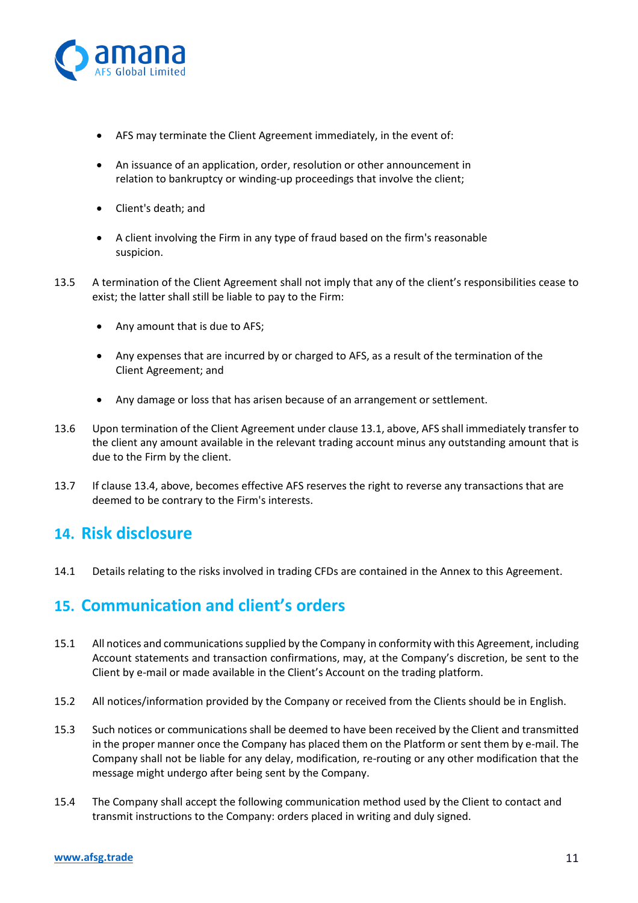- AFS may terminate the Client Agreement immediately, in the event of:
- An issuance of an application, order, resolution or other announcement in relation to bankruptcy or winding-up proceedings that involve the client;
- Client's death; and
- A client involving the Firm in any type of fraud based on the firm's reasonable suspicion.

13.5 A termination of the Client Agreement shall not imply that any of the client's responsibilities cease to exist; the latter shall still be liable to pay to the Firm:

- Any amount that is due to AFS;
- Any expenses that are incurred by or charged to AFS, as a result of the termination of the Client Agreement; and
- Any damage or loss that has arisen because of an arrangement or settlement.

13.6 Upon termination of the Client Agreement under clause 13.1, above, AFS shall immediately transfer to the client any amount available in the relevant trading account minus any outstanding amount that is due to the Firm by the client.

13.7 If clause 13.4, above, becomes effective AFS reserves the right to reverse any transactions that are deemed to be contrary to the Firm's interests.

## 14. Risk disclosure

14.1 Details relating to the risks involved in trading CFDs are contained in the Annex to this Agreement.

## 15. Communication and client's orders

15.1 All notices and communications supplied by the Company in conformity with this Agreement, including Account statements and transaction confirmations, may, at the Company's discretion, be sent to the Client by e-mail or made available in the Client's Account on the trading platform.

15.2 All notices/information provided by the Company or received from the Clients should be in English.

15.3 Such notices or communications shall be deemed to have been received by the Client and transmitted in the proper manner once the Company has placed them on the Platform or sent them by e-mail. The Company shall not be liable for any delay, modification, re-routing or any other modification that the message might undergo after being sent by the Company.

15.4 The Company shall accept the following communication method used by the Client to contact and transmit instructions to the Company: orders placed in writing and duly signed.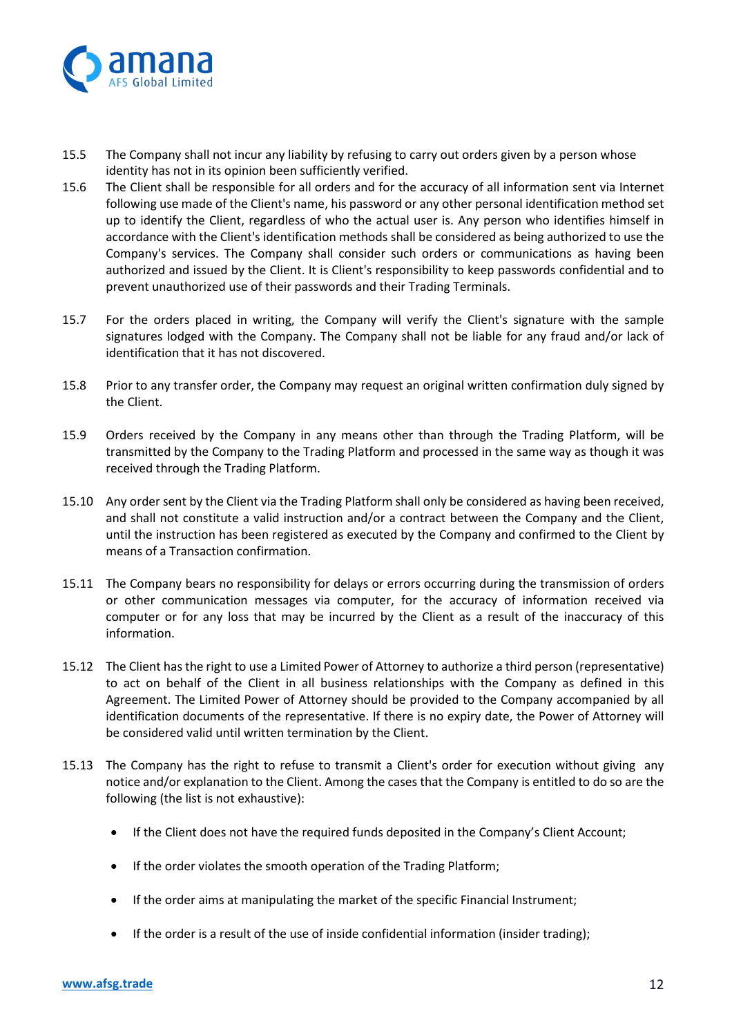15.5 The Company shall not incur any liability by refusing to carry out orders given by a person whose identity has not in its opinion been sufficiently verified.

15.6 The Client shall be responsible for all orders and for the accuracy of all information sent via Internet following use made of the Client's name, his password or any other personal identification method set up to identify the Client, regardless of who the actual user is. Any person who identifies himself in accordance with the Client's identification methods shall be considered as being authorized to use the Company's services. The Company shall consider such orders or communications as having been authorized and issued by the Client. It is Client's responsibility to keep passwords confidential and to prevent unauthorized use of their passwords and their Trading Terminals.

15.7 For the orders placed in writing, the Company will verify the Client's signature with the sample signatures lodged with the Company. The Company shall not be liable for any fraud and/or lack of identification that it has not discovered.

15.8 Prior to any transfer order, the Company may request an original written confirmation duly signed by the Client.

15.9 Orders received by the Company in any means other than through the Trading Platform, will be transmitted by the Company to the Trading Platform and processed in the same way as though it was received through the Trading Platform.

15.10 Any order sent by the Client via the Trading Platform shall only be considered as having been received, and shall not constitute a valid instruction and/or a contract between the Company and the Client, until the instruction has been registered as executed by the Company and confirmed to the Client by means of a Transaction confirmation.

15.11 The Company bears no responsibility for delays or errors occurring during the transmission of orders or other communication messages via computer, for the accuracy of information received via computer or for any loss that may be incurred by the Client as a result of the inaccuracy of this information.

15.12 The Client has the right to use a Limited Power of Attorney to authorize a third person (representative) to act on behalf of the Client in all business relationships with the Company as defined in this Agreement. The Limited Power of Attorney should be provided to the Company accompanied by all identification documents of the representative. If there is no expiry date, the Power of Attorney will be considered valid until written termination by the Client.

15.13 The Company has the right to refuse to transmit a Client's order for execution without giving any notice and/or explanation to the Client. Among the cases that the Company is entitled to do so are the following (the list is not exhaustive):

- If the Client does not have the required funds deposited in the Company's Client Account;
- If the order violates the smooth operation of the Trading Platform;
- If the order aims at manipulating the market of the specific Financial Instrument;
- If the order is a result of the use of inside confidential information (insider trading);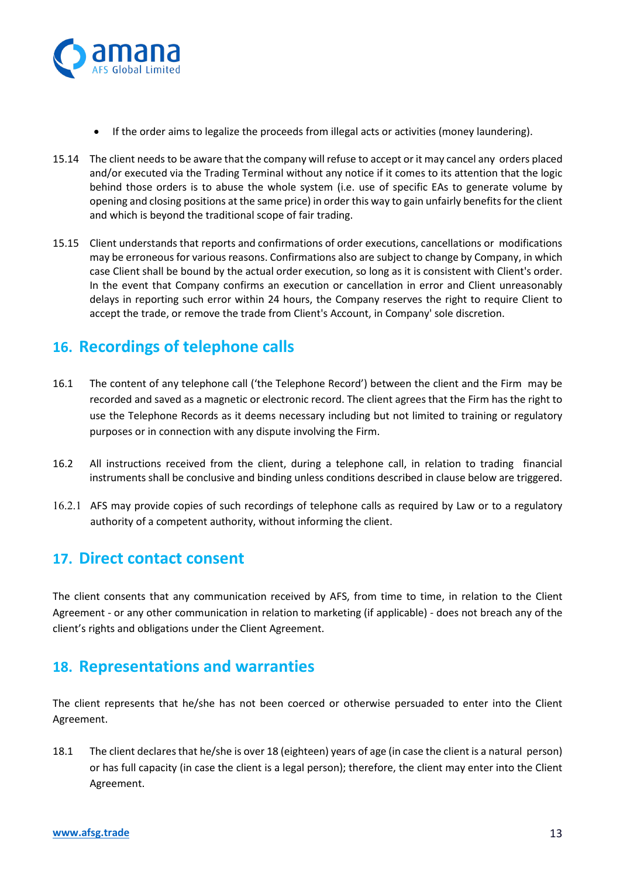- If the order aims to legalize the proceeds from illegal acts or activities (money laundering).

15.14 The client needs to be aware that the company will refuse to accept or it may cancel any orders placed and/or executed via the Trading Terminal without any notice if it comes to its attention that the logic behind those orders is to abuse the whole system (i.e. use of specific EAs to generate volume by opening and closing positions at the same price) in order this way to gain unfairly benefits for the client and which is beyond the traditional scope of fair trading.

15.15 Client understands that reports and confirmations of order executions, cancellations or modifications may be erroneous for various reasons. Confirmations also are subject to change by Company, in which case Client shall be bound by the actual order execution, so long as it is consistent with Client's order. In the event that Company confirms an execution or cancellation in error and Client unreasonably delays in reporting such error within 24 hours, the Company reserves the right to require Client to accept the trade, or remove the trade from Client's Account, in Company' sole discretion.

## 16. Recordings of telephone calls

16.1 The content of any telephone call ('the Telephone Record') between the client and the Firm may be recorded and saved as a magnetic or electronic record. The client agrees that the Firm has the right to use the Telephone Records as it deems necessary including but not limited to training or regulatory purposes or in connection with any dispute involving the Firm.

16.2 All instructions received from the client, during a telephone call, in relation to trading financial instruments shall be conclusive and binding unless conditions described in clause below are triggered.

16.2.1 AFS may provide copies of such recordings of telephone calls as required by Law or to a regulatory authority of a competent authority, without informing the client.

## 17. Direct contact consent

The client consents that any communication received by AFS, from time to time, in relation to the Client Agreement - or any other communication in relation to marketing (if applicable) - does not breach any of the client's rights and obligations under the Client Agreement.

## 18. Representations and warranties

The client represents that he/she has not been coerced or otherwise persuaded to enter into the Client Agreement.

18.1 The client declares that he/she is over 18 (eighteen) years of age (in case the client is a natural person) or has full capacity (in case the client is a legal person); therefore, the client may enter into the Client Agreement.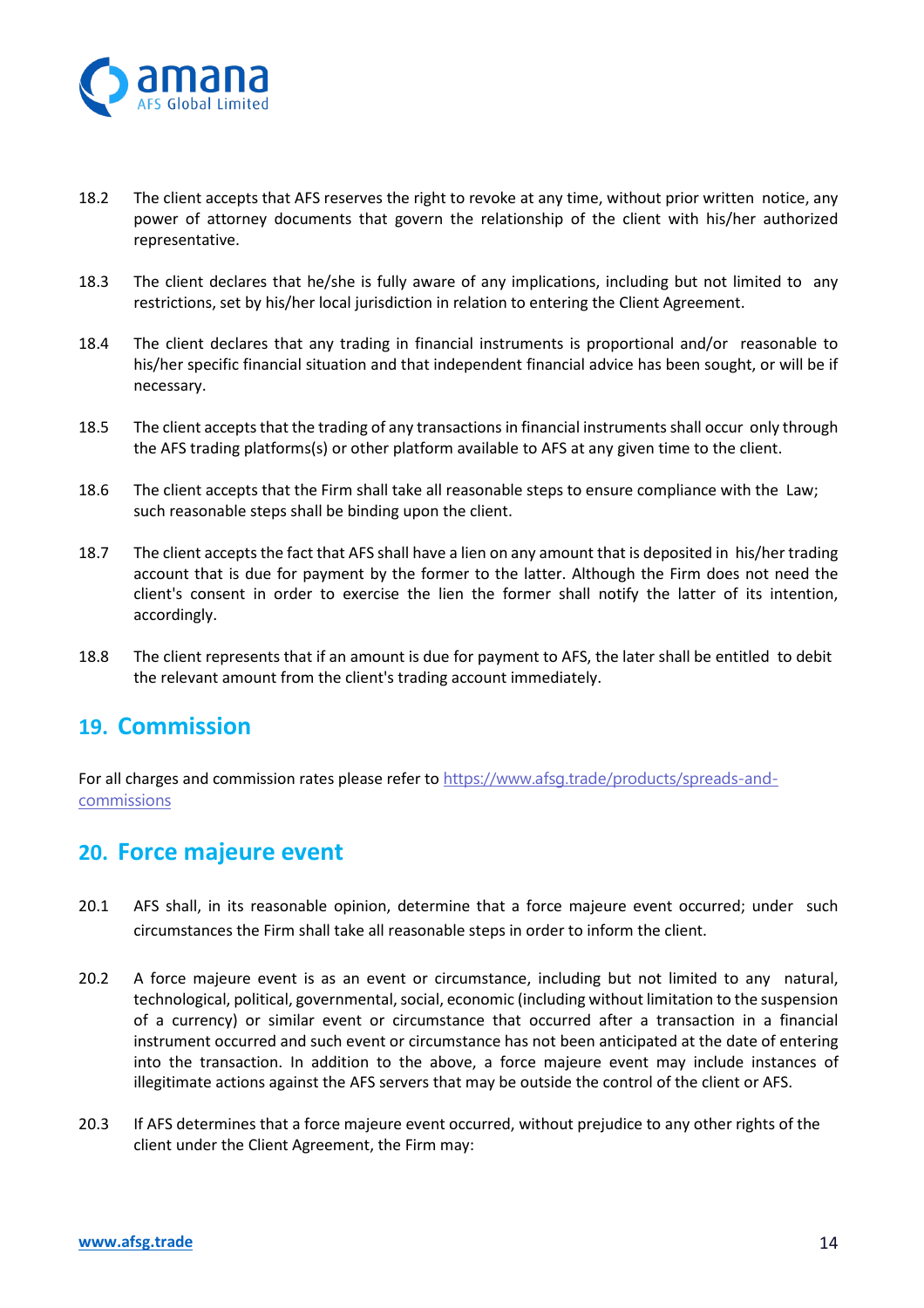18.2 The client accepts that AFS reserves the right to revoke at any time, without prior written notice, any power of attorney documents that govern the relationship of the client with his/her authorized representative.

18.3 The client declares that he/she is fully aware of any implications, including but not limited to any restrictions, set by his/her local jurisdiction in relation to entering the Client Agreement.

18.4 The client declares that any trading in financial instruments is proportional and/or reasonable to his/her specific financial situation and that independent financial advice has been sought, or will be if necessary.

18.5 The client accepts that the trading of any transactions in financial instruments shall occur only through the AFS trading platforms(s) or other platform available to AFS at any given time to the client.

18.6 The client accepts that the Firm shall take all reasonable steps to ensure compliance with the Law; such reasonable steps shall be binding upon the client.

18.7 The client accepts the fact that AFS shall have a lien on any amount that is deposited in his/her trading account that is due for payment by the former to the latter. Although the Firm does not need the client's consent in order to exercise the lien the former shall notify the latter of its intention, accordingly.

18.8 The client represents that if an amount is due for payment to AFS, the later shall be entitled to debit the relevant amount from the client's trading account immediately.

## 19. Commission

For all charges and commission rates please refer to [https://www.afsg.trade/products/spreads-and-commissions](https://www.afsg.trade/products/spreads-and-commissions)

## 20. Force majeure event

20.1 AFS shall, in its reasonable opinion, determine that a force majeure event occurred; under such circumstances the Firm shall take all reasonable steps in order to inform the client.

20.2 A force majeure event is as an event or circumstance, including but not limited to any natural, technological, political, governmental, social, economic (including without limitation to the suspension of a currency) or similar event or circumstance that occurred after a transaction in a financial instrument occurred and such event or circumstance has not been anticipated at the date of entering into the transaction. In addition to the above, a force majeure event may include instances of illegitimate actions against the AFS servers that may be outside the control of the client or AFS.

20.3 If AFS determines that a force majeure event occurred, without prejudice to any other rights of the client under the Client Agreement, the Firm may: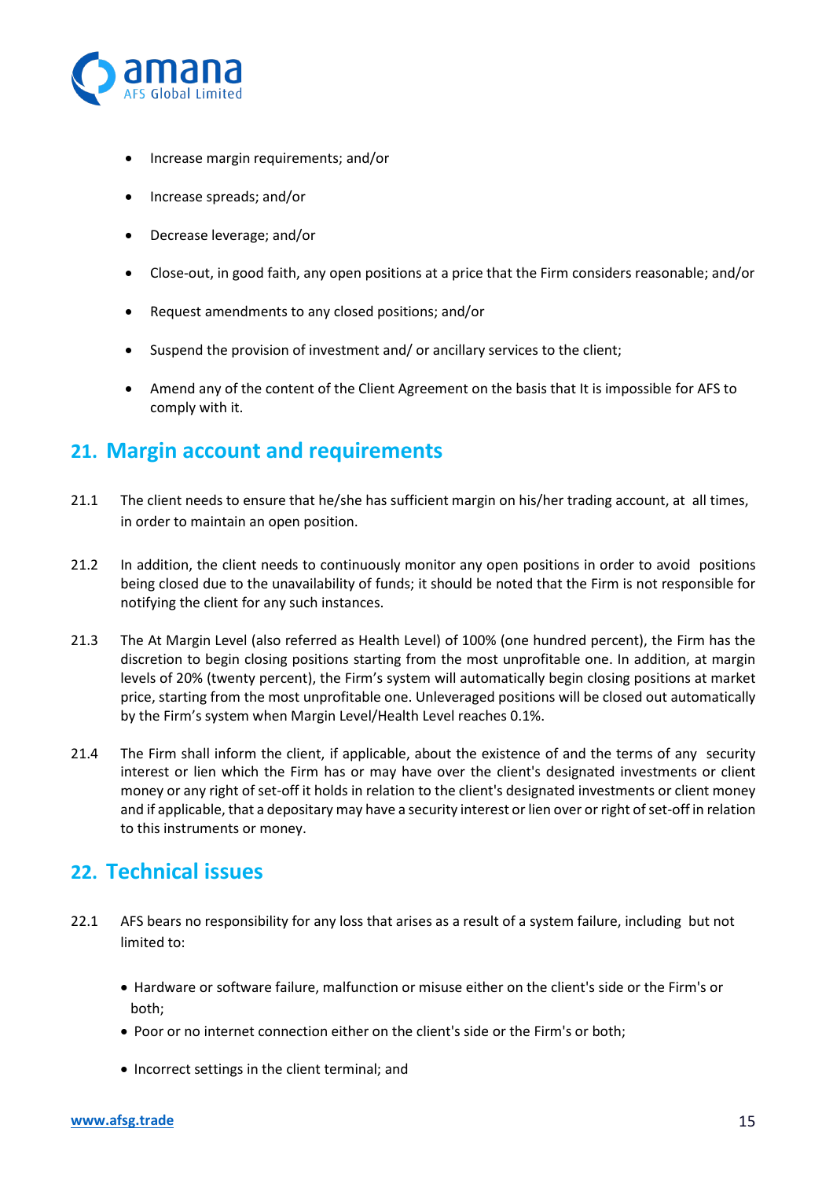- Increase margin requirements; and/or
- Increase spreads; and/or
- Decrease leverage; and/or
- Close-out, in good faith, any open positions at a price that the Firm considers reasonable; and/or
- Request amendments to any closed positions; and/or
- Suspend the provision of investment and/ or ancillary services to the client;
- Amend any of the content of the Client Agreement on the basis that It is impossible for AFS to comply with it.

## 21. Margin account and requirements

21.1 The client needs to ensure that he/she has sufficient margin on his/her trading account, at all times, in order to maintain an open position.

21.2 In addition, the client needs to continuously monitor any open positions in order to avoid positions being closed due to the unavailability of funds; it should be noted that the Firm is not responsible for notifying the client for any such instances.

21.3 The At Margin Level (also referred as Health Level) of 100% (one hundred percent), the Firm has the discretion to begin closing positions starting from the most unprofitable one. In addition, at margin levels of 20% (twenty percent), the Firm's system will automatically begin closing positions at market price, starting from the most unprofitable one. Unleveraged positions will be closed out automatically by the Firm's system when Margin Level/Health Level reaches 0.1%.

21.4 The Firm shall inform the client, if applicable, about the existence of and the terms of any security interest or lien which the Firm has or may have over the client's designated investments or client money or any right of set-off it holds in relation to the client's designated investments or client money and if applicable, that a depositary may have a security interest or lien over or right of set-off in relation to this instruments or money.

## 22. Technical issues

22.1 AFS bears no responsibility for any loss that arises as a result of a system failure, including but not limited to:

- Hardware or software failure, malfunction or misuse either on the client's side or the Firm's or both;
- Poor or no internet connection either on the client's side or the Firm's or both;
- Incorrect settings in the client terminal; and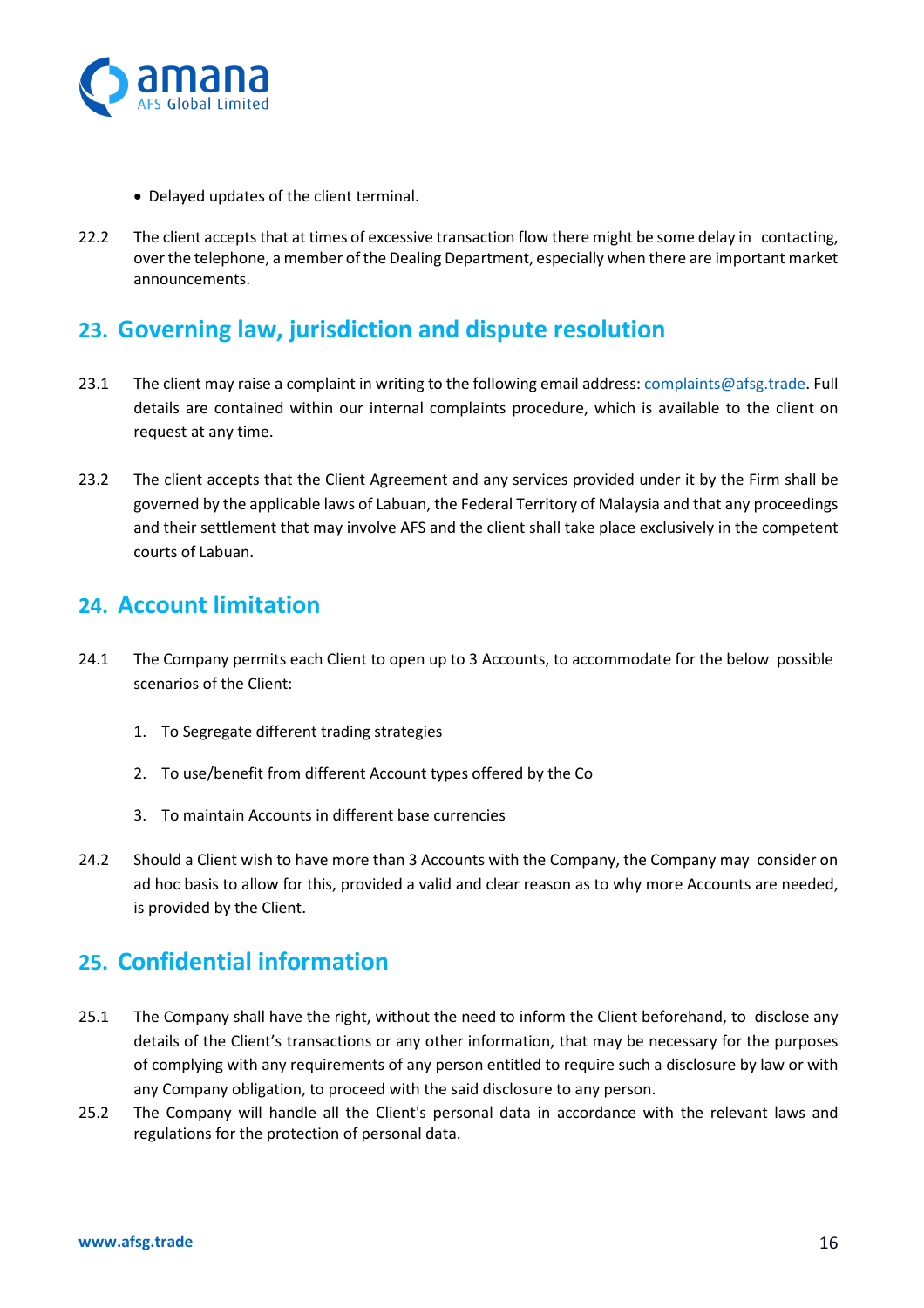- Delayed updates of the client terminal.

22.2 The client accepts that at times of excessive transaction flow there might be some delay in contacting, over the telephone, a member of the Dealing Department, especially when there are important market announcements.

## 23. Governing law, jurisdiction and dispute resolution

23.1 The client may raise a complaint in writing to the following email address: complaints@afsg.trade. Full details are contained within our internal complaints procedure, which is available to the client on request at any time.

23.2 The client accepts that the Client Agreement and any services provided under it by the Firm shall be governed by the applicable laws of Labuan, the Federal Territory of Malaysia and that any proceedings and their settlement that may involve AFS and the client shall take place exclusively in the competent courts of Labuan.

## 24. Account limitation

24.1 The Company permits each Client to open up to 3 Accounts, to accommodate for the below possible scenarios of the Client:

1. To Segregate different trading strategies
2. To use/benefit from different Account types offered by the Co
3. To maintain Accounts in different base currencies

24.2 Should a Client wish to have more than 3 Accounts with the Company, the Company may consider on ad hoc basis to allow for this, provided a valid and clear reason as to why more Accounts are needed, is provided by the Client.

## 25. Confidential information

25.1 The Company shall have the right, without the need to inform the Client beforehand, to disclose any details of the Client's transactions or any other information, that may be necessary for the purposes of complying with any requirements of any person entitled to require such a disclosure by law or with any Company obligation, to proceed with the said disclosure to any person.

25.2 The Company will handle all the Client's personal data in accordance with the relevant laws and regulations for the protection of personal data.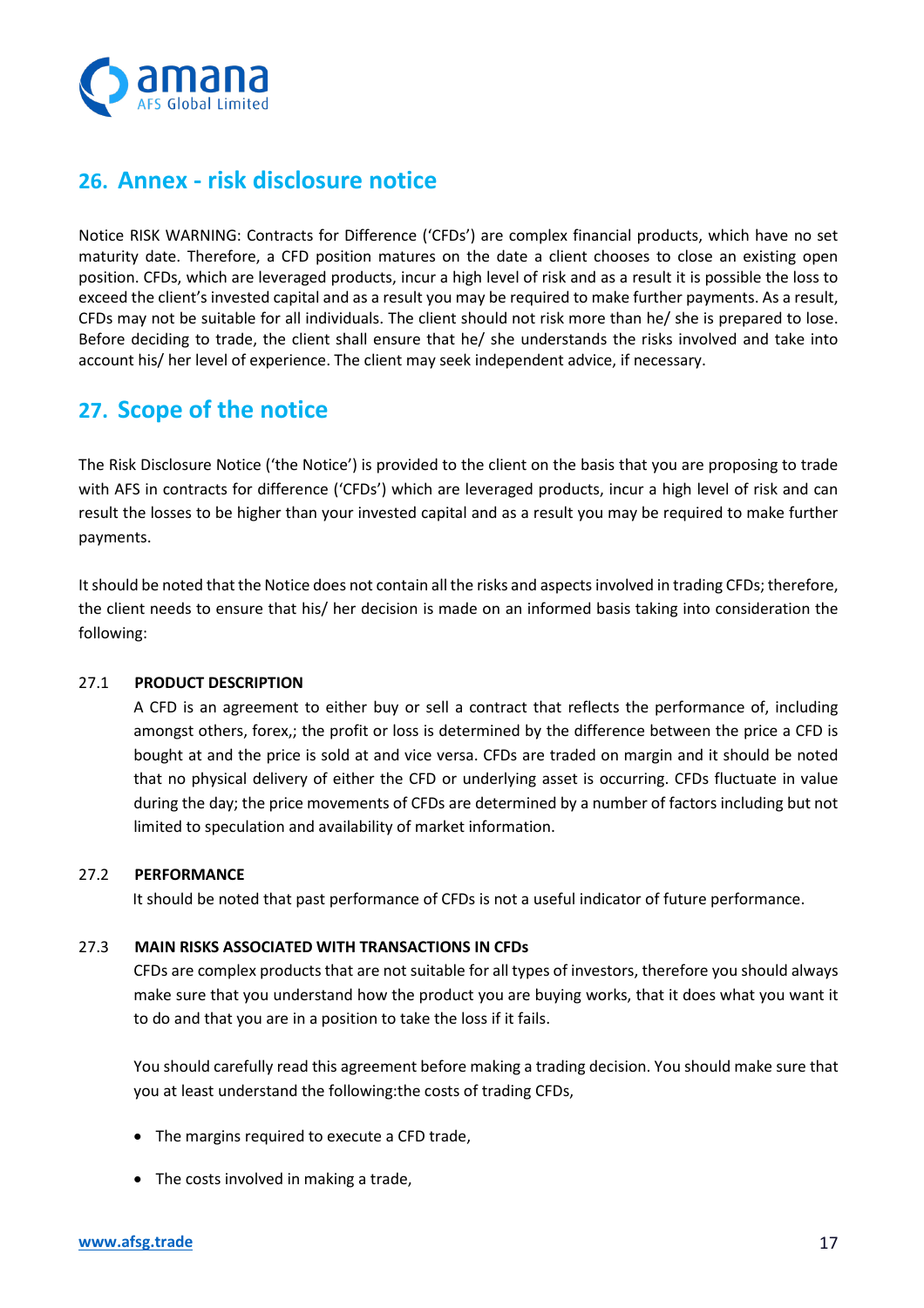## 26. Annex - risk disclosure notice

Notice RISK WARNING: Contracts for Difference ('CFDs') are complex financial products, which have no set maturity date. Therefore, a CFD position matures on the date a client chooses to close an existing open position. CFDs, which are leveraged products, incur a high level of risk and as a result it is possible the loss to exceed the client's invested capital and as a result you may be required to make further payments. As a result, CFDs may not be suitable for all individuals. The client should not risk more than he/ she is prepared to lose. Before deciding to trade, the client shall ensure that he/ she understands the risks involved and take into account his/ her level of experience. The client may seek independent advice, if necessary.

## 27. Scope of the notice

The Risk Disclosure Notice ('the Notice') is provided to the client on the basis that you are proposing to trade with AFS in contracts for difference ('CFDs') which are leveraged products, incur a high level of risk and can result the losses to be higher than your invested capital and as a result you may be required to make further payments.

It should be noted that the Notice does not contain all the risks and aspects involved in trading CFDs; therefore, the client needs to ensure that his/ her decision is made on an informed basis taking into consideration the following:

27.1 **PRODUCT DESCRIPTION**

A CFD is an agreement to either buy or sell a contract that reflects the performance of, including amongst others, forex,; the profit or loss is determined by the difference between the price a CFD is bought at and the price is sold at and vice versa. CFDs are traded on margin and it should be noted that no physical delivery of either the CFD or underlying asset is occurring. CFDs fluctuate in value during the day; the price movements of CFDs are determined by a number of factors including but not limited to speculation and availability of market information.

27.2 **PERFORMANCE**

It should be noted that past performance of CFDs is not a useful indicator of future performance.

27.3 **MAIN RISKS ASSOCIATED WITH TRANSACTIONS IN CFDs**

CFDs are complex products that are not suitable for all types of investors, therefore you should always make sure that you understand how the product you are buying works, that it does what you want it to do and that you are in a position to take the loss if it fails.

You should carefully read this agreement before making a trading decision. You should make sure that you at least understand the following:the costs of trading CFDs,

- The margins required to execute a CFD trade,
- The costs involved in making a trade,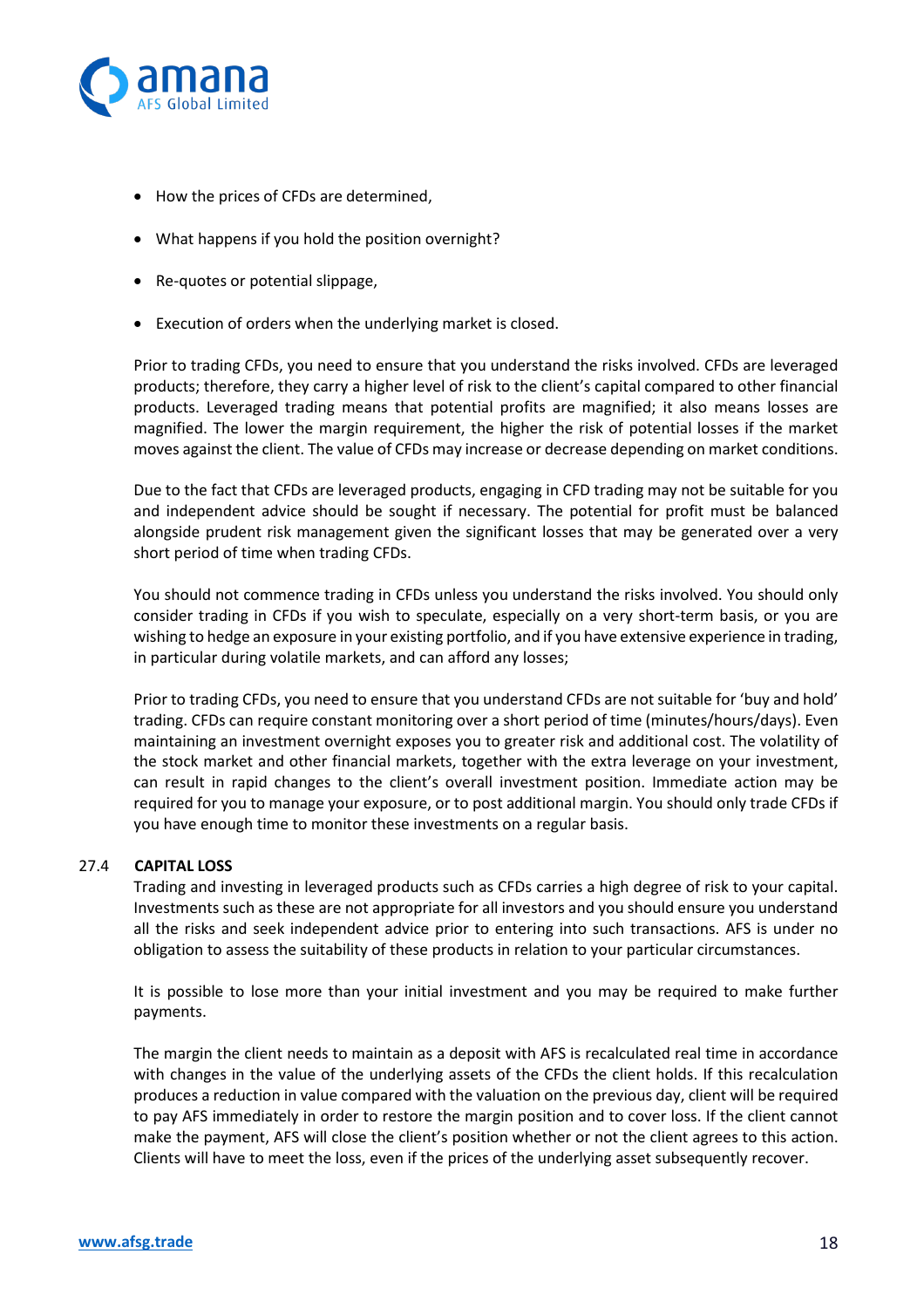- How the prices of CFDs are determined,
- What happens if you hold the position overnight?
- Re-quotes or potential slippage,
- Execution of orders when the underlying market is closed.

Prior to trading CFDs, you need to ensure that you understand the risks involved. CFDs are leveraged products; therefore, they carry a higher level of risk to the client's capital compared to other financial products. Leveraged trading means that potential profits are magnified; it also means losses are magnified. The lower the margin requirement, the higher the risk of potential losses if the market moves against the client. The value of CFDs may increase or decrease depending on market conditions.

Due to the fact that CFDs are leveraged products, engaging in CFD trading may not be suitable for you and independent advice should be sought if necessary. The potential for profit must be balanced alongside prudent risk management given the significant losses that may be generated over a very short period of time when trading CFDs.

You should not commence trading in CFDs unless you understand the risks involved. You should only consider trading in CFDs if you wish to speculate, especially on a very short-term basis, or you are wishing to hedge an exposure in your existing portfolio, and if you have extensive experience in trading, in particular during volatile markets, and can afford any losses;

Prior to trading CFDs, you need to ensure that you understand CFDs are not suitable for 'buy and hold' trading. CFDs can require constant monitoring over a short period of time (minutes/hours/days). Even maintaining an investment overnight exposes you to greater risk and additional cost. The volatility of the stock market and other financial markets, together with the extra leverage on your investment, can result in rapid changes to the client's overall investment position. Immediate action may be required for you to manage your exposure, or to post additional margin. You should only trade CFDs if you have enough time to monitor these investments on a regular basis.

### 27.4 CAPITAL LOSS

Trading and investing in leveraged products such as CFDs carries a high degree of risk to your capital. Investments such as these are not appropriate for all investors and you should ensure you understand all the risks and seek independent advice prior to entering into such transactions. AFS is under no obligation to assess the suitability of these products in relation to your particular circumstances.

It is possible to lose more than your initial investment and you may be required to make further payments.

The margin the client needs to maintain as a deposit with AFS is recalculated real time in accordance with changes in the value of the underlying assets of the CFDs the client holds. If this recalculation produces a reduction in value compared with the valuation on the previous day, client will be required to pay AFS immediately in order to restore the margin position and to cover loss. If the client cannot make the payment, AFS will close the client's position whether or not the client agrees to this action. Clients will have to meet the loss, even if the prices of the underlying asset subsequently recover.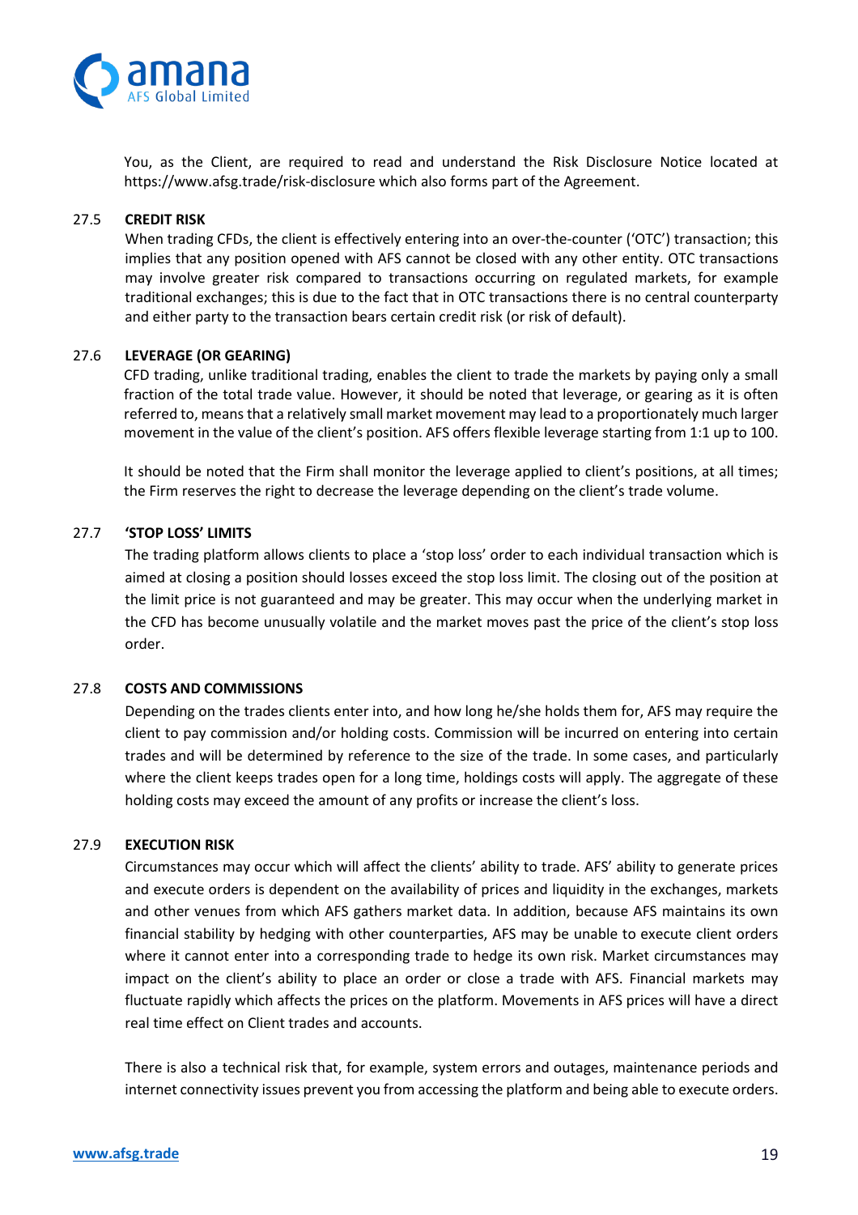You, as the Client, are required to read and understand the Risk Disclosure Notice located at https://www.afsg.trade/risk-disclosure which also forms part of the Agreement.

### 27.5 CREDIT RISK

When trading CFDs, the client is effectively entering into an over-the-counter ('OTC') transaction; this implies that any position opened with AFS cannot be closed with any other entity. OTC transactions may involve greater risk compared to transactions occurring on regulated markets, for example traditional exchanges; this is due to the fact that in OTC transactions there is no central counterparty and either party to the transaction bears certain credit risk (or risk of default).

### 27.6 LEVERAGE (OR GEARING)

CFD trading, unlike traditional trading, enables the client to trade the markets by paying only a small fraction of the total trade value. However, it should be noted that leverage, or gearing as it is often referred to, means that a relatively small market movement may lead to a proportionately much larger movement in the value of the client's position. AFS offers flexible leverage starting from 1:1 up to 100.

It should be noted that the Firm shall monitor the leverage applied to client's positions, at all times; the Firm reserves the right to decrease the leverage depending on the client's trade volume.

### 27.7 'STOP LOSS' LIMITS

The trading platform allows clients to place a 'stop loss' order to each individual transaction which is aimed at closing a position should losses exceed the stop loss limit. The closing out of the position at the limit price is not guaranteed and may be greater. This may occur when the underlying market in the CFD has become unusually volatile and the market moves past the price of the client's stop loss order.

### 27.8 COSTS AND COMMISSIONS

Depending on the trades clients enter into, and how long he/she holds them for, AFS may require the client to pay commission and/or holding costs. Commission will be incurred on entering into certain trades and will be determined by reference to the size of the trade. In some cases, and particularly where the client keeps trades open for a long time, holdings costs will apply. The aggregate of these holding costs may exceed the amount of any profits or increase the client's loss.

### 27.9 EXECUTION RISK

Circumstances may occur which will affect the clients' ability to trade. AFS' ability to generate prices and execute orders is dependent on the availability of prices and liquidity in the exchanges, markets and other venues from which AFS gathers market data. In addition, because AFS maintains its own financial stability by hedging with other counterparties, AFS may be unable to execute client orders where it cannot enter into a corresponding trade to hedge its own risk. Market circumstances may impact on the client's ability to place an order or close a trade with AFS. Financial markets may fluctuate rapidly which affects the prices on the platform. Movements in AFS prices will have a direct real time effect on Client trades and accounts.

There is also a technical risk that, for example, system errors and outages, maintenance periods and internet connectivity issues prevent you from accessing the platform and being able to execute orders.